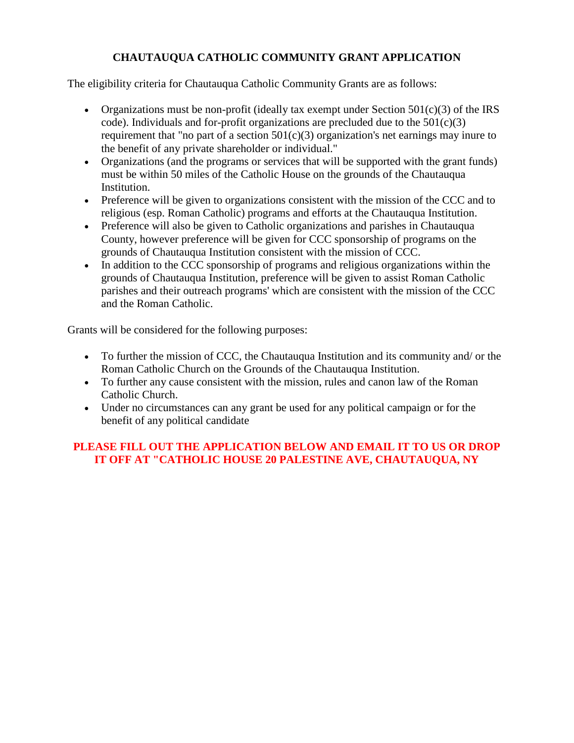# CHAUTAUQUA CATHOLIC COMMUNITY GRANT APPLICATION

The eligibility criteria for Chautauqua Catholic Community Grants are as follows:

- Organizations must be non-profit (ideally tax exempt under Section 501(c)(3) of the IRS code). Individuals and for-profit organizations are precluded due to the 501(c)(3) requirement that "no part of a section 501(c)(3) organization's net earnings may inure to the benefit of any private shareholder or individual."
- Organizations (and the programs or services that will be supported with the grant funds) must be within 50 miles of the Catholic House on the grounds of the Chautauqua Institution.
- Preference will be given to organizations consistent with the mission of the CCC and to religious (esp. Roman Catholic) programs and efforts at the Chautauqua Institution.
- Preference will also be given to Catholic organizations and parishes in Chautauqua County, however preference will be given for CCC sponsorship of programs on the grounds of Chautauqua Institution consistent with the mission of CCC.
- In addition to the CCC sponsorship of programs and religious organizations within the grounds of Chautauqua Institution, preference will be given to assist Roman Catholic parishes and their outreach programs' which are consistent with the mission of the CCC and the Roman Catholic.

Grants will be considered for the following purposes:

- To further the mission of CCC, the Chautauqua Institution and its community and/ or the Roman Catholic Church on the Grounds of the Chautauqua Institution.
- To further any cause consistent with the mission, rules and canon law of the Roman Catholic Church.
- Under no circumstances can any grant be used for any political campaign or for the benefit of any political candidate

**PLEASE FILL OUT THE APPLICATION BELOW AND EMAIL IT TO US OR DROP IT OFF AT "CATHOLIC HOUSE 20 PALESTINE AVE, CHAUTAUQUA, NY**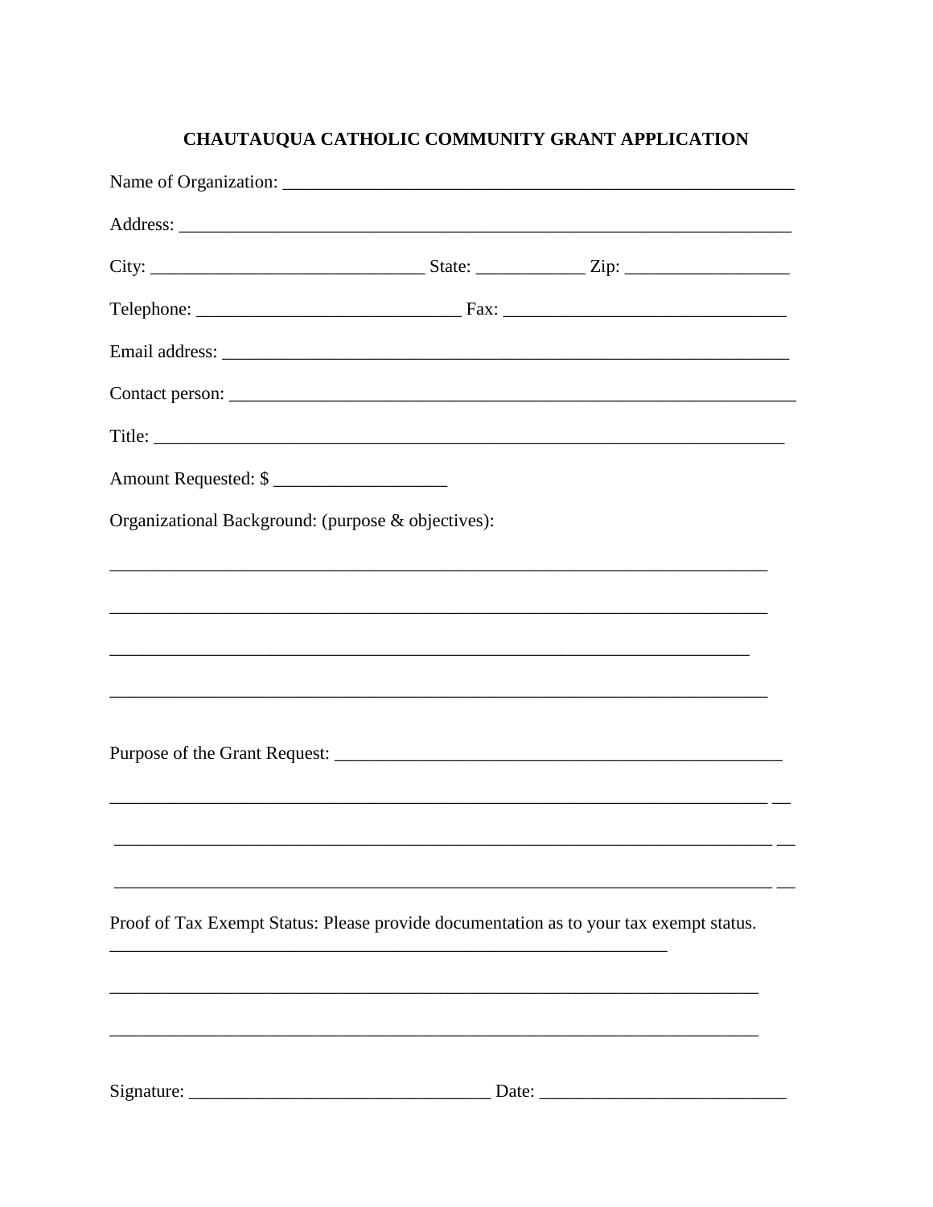**CHAUTAUQUA CATHOLIC COMMUNITY GRANT APPLICATION**

Name of Organization: ___________________________________________________________

Address: ____________________________________________________________________

City: ______________________________ State: ____________ Zip: __________________

Telephone: _____________________________ Fax: _______________________________

Email address: ________________________________________________________________

Contact person: _________________________________________________________________

Title: _______________________________________________________________________

Amount Requested: $ ___________________

Organizational Background: (purpose & objectives):

___________________________________________________________________________

___________________________________________________________________________

_________________________________________________________________________

___________________________________________________________________________

Purpose of the Grant Request: ___________________________________________________

___________________________________________________________________________ __

___________________________________________________________________________ __

___________________________________________________________________________ __

Proof of Tax Exempt Status: Please provide documentation as to your tax exempt status.
________________________________________________________________

__________________________________________________________________________

__________________________________________________________________________

Signature: _________________________________ Date: ___________________________